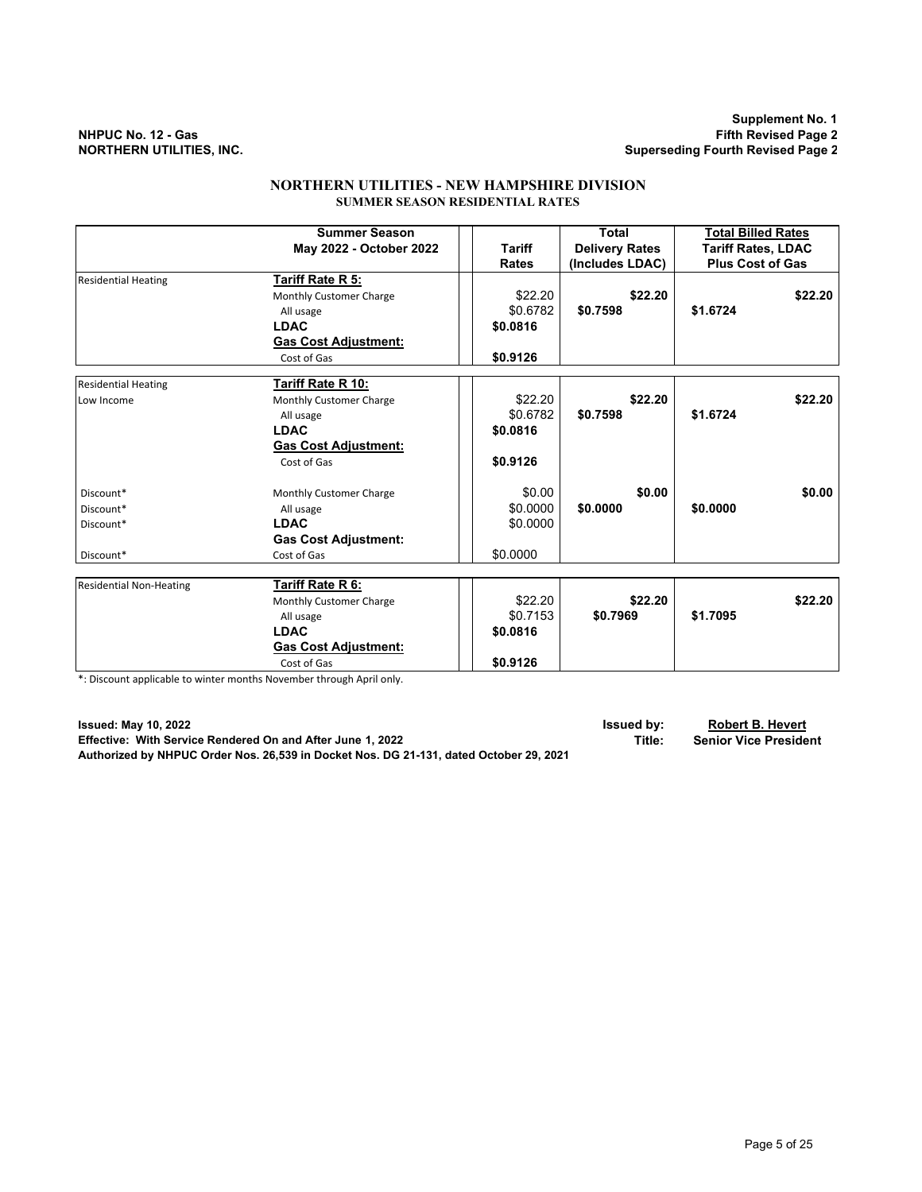NHPUC No. 12 - Gas
NORTHERN UTILITIES, INC.

Supplement No. 1
Fifth Revised Page 2
Superseding Fourth Revised Page 2

# NORTHERN UTILITIES - NEW HAMPSHIRE DIVISION

## SUMMER SEASON RESIDENTIAL RATES

| | Summer Season May 2022 - October 2022 | Tariff Rates | Total Delivery Rates (Includes LDAC) | | Total Billed Rates Tariff Rates, LDAC Plus Cost of Gas | |
|---|---|---|---|---|---|---|
| Residential Heating | **Tariff Rate R 5:** | | | | | |
| | Monthly Customer Charge | $22.20 | | **$22.20** | | **$22.20** |
| | All usage | $0.6782 | **$0.7598** | | **$1.6724** | |
| | **LDAC** | **$0.0816** | | | | |
| | **Gas Cost Adjustment:** | | | | | |
| | Cost of Gas | **$0.9126** | | | | |
| Residential Heating | **Tariff Rate R 10:** | | | | | |
| Low Income | Monthly Customer Charge | $22.20 | | **$22.20** | | **$22.20** |
| | All usage | $0.6782 | **$0.7598** | | **$1.6724** | |
| | **LDAC** | **$0.0816** | | | | |
| | **Gas Cost Adjustment:** | | | | | |
| | Cost of Gas | **$0.9126** | | | | |
| Discount* | Monthly Customer Charge | $0.00 | | **$0.00** | | **$0.00** |
| Discount* | All usage | $0.0000 | **$0.0000** | | **$0.0000** | |
| Discount* | **LDAC** | $0.0000 | | | | |
| | **Gas Cost Adjustment:** | | | | | |
| Discount* | Cost of Gas | $0.0000 | | | | |
| Residential Non-Heating | **Tariff Rate R 6:** | | | | | |
| | Monthly Customer Charge | $22.20 | | **$22.20** | | **$22.20** |
| | All usage | $0.7153 | **$0.7969** | | **$1.7095** | |
| | **LDAC** | **$0.0816** | | | | |
| | **Gas Cost Adjustment:** | | | | | |
| | Cost of Gas | **$0.9126** | | | | |

*: Discount applicable to winter months November through April only.

**Issued: May 10, 2022**
**Effective: With Service Rendered On and After June 1, 2022**
**Authorized by NHPUC Order Nos. 26,539 in Docket Nos. DG 21-131, dated October 29, 2021**

**Issued by:** **Robert B. Hevert**
**Title:** **Senior Vice President**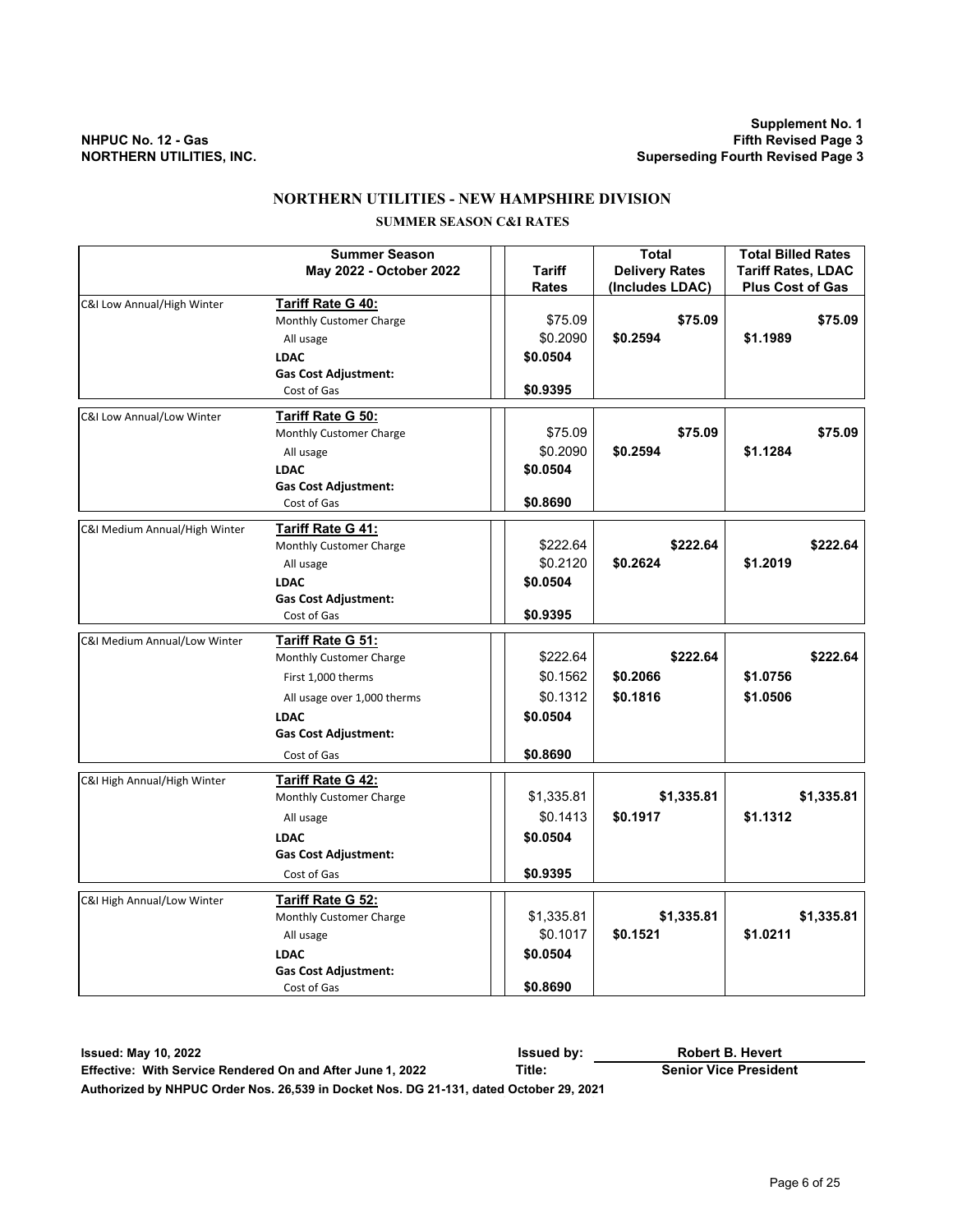**NHPUC No. 12 - Gas**
**NORTHERN UTILITIES, INC.**

**Supplement No. 1**
**Fifth Revised Page 3**
**Superseding Fourth Revised Page 3**

## NORTHERN UTILITIES - NEW HAMPSHIRE DIVISION

### SUMMER SEASON C&I RATES

| | Summer Season May 2022 - October 2022 | Tariff Rates | Total Delivery Rates (Includes LDAC) | Total Billed Rates Tariff Rates, LDAC Plus Cost of Gas |
|---|---|---|---|---|
| C&I Low Annual/High Winter | **Tariff Rate G 40:** | | | |
| | Monthly Customer Charge | $75.09 | **$75.09** | **$75.09** |
| | All usage | $0.2090 | **$0.2594** | **$1.1989** |
| | **LDAC** | **$0.0504** | | |
| | **Gas Cost Adjustment:** | | | |
| | Cost of Gas | **$0.9395** | | |
| C&I Low Annual/Low Winter | **Tariff Rate G 50:** | | | |
| | Monthly Customer Charge | $75.09 | **$75.09** | **$75.09** |
| | All usage | $0.2090 | **$0.2594** | **$1.1284** |
| | **LDAC** | **$0.0504** | | |
| | **Gas Cost Adjustment:** | | | |
| | Cost of Gas | **$0.8690** | | |
| C&I Medium Annual/High Winter | **Tariff Rate G 41:** | | | |
| | Monthly Customer Charge | $222.64 | **$222.64** | **$222.64** |
| | All usage | $0.2120 | **$0.2624** | **$1.2019** |
| | **LDAC** | **$0.0504** | | |
| | **Gas Cost Adjustment:** | | | |
| | Cost of Gas | **$0.9395** | | |
| C&I Medium Annual/Low Winter | **Tariff Rate G 51:** | | | |
| | Monthly Customer Charge | $222.64 | **$222.64** | **$222.64** |
| | First 1,000 therms | $0.1562 | **$0.2066** | **$1.0756** |
| | All usage over 1,000 therms | $0.1312 | **$0.1816** | **$1.0506** |
| | **LDAC** | **$0.0504** | | |
| | **Gas Cost Adjustment:** | | | |
| | Cost of Gas | **$0.8690** | | |
| C&I High Annual/High Winter | **Tariff Rate G 42:** | | | |
| | Monthly Customer Charge | $1,335.81 | **$1,335.81** | **$1,335.81** |
| | All usage | $0.1413 | **$0.1917** | **$1.1312** |
| | **LDAC** | **$0.0504** | | |
| | **Gas Cost Adjustment:** | | | |
| | Cost of Gas | **$0.9395** | | |
| C&I High Annual/Low Winter | **Tariff Rate G 52:** | | | |
| | Monthly Customer Charge | $1,335.81 | **$1,335.81** | **$1,335.81** |
| | All usage | $0.1017 | **$0.1521** | **$1.0211** |
| | **LDAC** | **$0.0504** | | |
| | **Gas Cost Adjustment:** | | | |
| | Cost of Gas | **$0.8690** | | |

**Issued: May 10, 2022** **Issued by:** **Robert B. Hevert**
**Effective: With Service Rendered On and After June 1, 2022** **Title:** **Senior Vice President**
**Authorized by NHPUC Order Nos. 26,539 in Docket Nos. DG 21-131, dated October 29, 2021**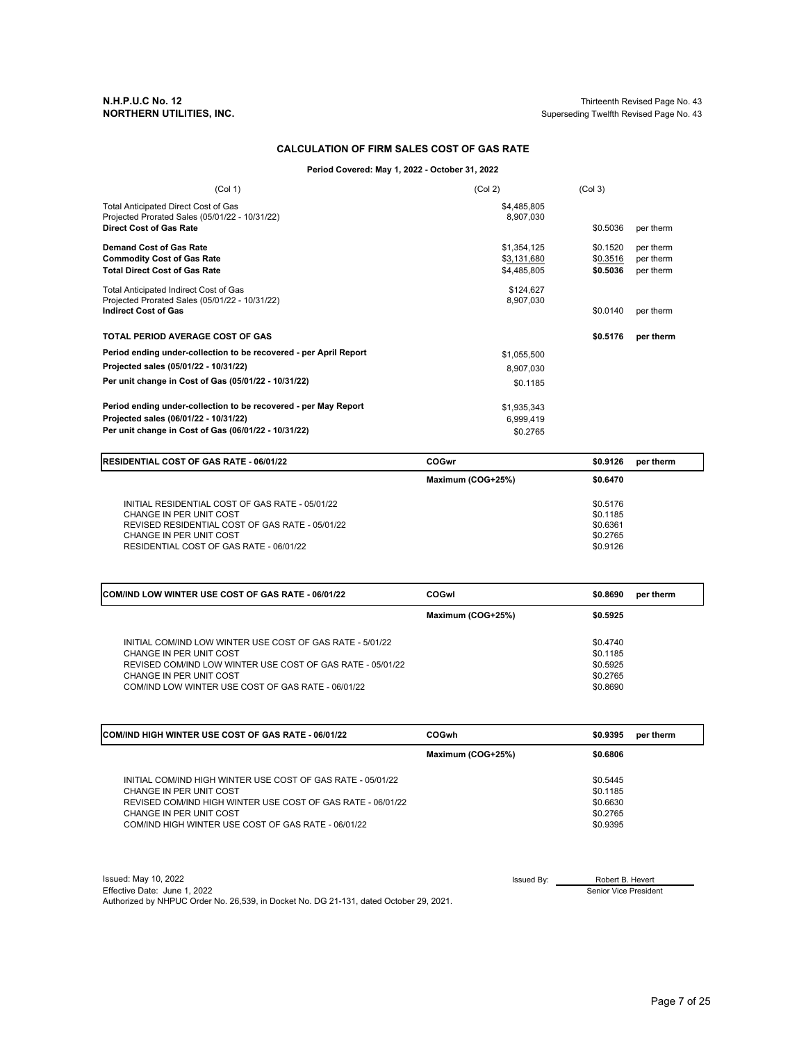**N.H.P.U.C No. 12**
**NORTHERN UTILITIES, INC.**

Thirteenth Revised Page No. 43
Superseding Twelfth Revised Page No. 43

## CALCULATION OF FIRM SALES COST OF GAS RATE

**Period Covered: May 1, 2022 - October 31, 2022**

| (Col 1) | (Col 2) | (Col 3) | |
|---|---|---|---|
| Total Anticipated Direct Cost of Gas | $4,485,805 | | |
| Projected Prorated Sales (05/01/22 - 10/31/22) | 8,907,030 | | |
| **Direct Cost of Gas Rate** | | $0.5036 | per therm |
| **Demand Cost of Gas Rate** | $1,354,125 | $0.1520 | per therm |
| **Commodity Cost of Gas Rate** | $3,131,680 | $0.3516 | per therm |
| **Total Direct Cost of Gas Rate** | $4,485,805 | **$0.5036** | per therm |
| Total Anticipated Indirect Cost of Gas | $124,627 | | |
| Projected Prorated Sales (05/01/22 - 10/31/22) | 8,907,030 | | |
| **Indirect Cost of Gas** | | $0.0140 | per therm |
| **TOTAL PERIOD AVERAGE COST OF GAS** | | **$0.5176** | **per therm** |
| **Period ending under-collection to be recovered - per April Report** | $1,055,500 | | |
| **Projected sales (05/01/22 - 10/31/22)** | 8,907,030 | | |
| **Per unit change in Cost of Gas (05/01/22 - 10/31/22)** | $0.1185 | | |
| **Period ending under-collection to be recovered - per May Report** | $1,935,343 | | |
| **Projected sales (06/01/22 - 10/31/22)** | 6,999,419 | | |
| **Per unit change in Cost of Gas (06/01/22 - 10/31/22)** | $0.2765 | | |

| **RESIDENTIAL COST OF GAS RATE - 06/01/22** | **COGwr** | **$0.9126** | **per therm** |
|---|---|---|---|
| | **Maximum (COG+25%)** | **$0.6470** | |
| INITIAL RESIDENTIAL COST OF GAS RATE - 05/01/22 | | $0.5176 | |
| CHANGE IN PER UNIT COST | | $0.1185 | |
| REVISED RESIDENTIAL COST OF GAS RATE - 05/01/22 | | $0.6361 | |
| CHANGE IN PER UNIT COST | | $0.2765 | |
| RESIDENTIAL COST OF GAS RATE - 06/01/22 | | $0.9126 | |

| **COM/IND LOW WINTER USE COST OF GAS RATE - 06/01/22** | **COGwl** | **$0.8690** | **per therm** |
|---|---|---|---|
| | **Maximum (COG+25%)** | **$0.5925** | |
| INITIAL COM/IND LOW WINTER USE COST OF GAS RATE - 5/01/22 | | $0.4740 | |
| CHANGE IN PER UNIT COST | | $0.1185 | |
| REVISED COM/IND LOW WINTER USE COST OF GAS RATE - 05/01/22 | | $0.5925 | |
| CHANGE IN PER UNIT COST | | $0.2765 | |
| COM/IND LOW WINTER USE COST OF GAS RATE - 06/01/22 | | $0.8690 | |

| **COM/IND HIGH WINTER USE COST OF GAS RATE - 06/01/22** | **COGwh** | **$0.9395** | **per therm** |
|---|---|---|---|
| | **Maximum (COG+25%)** | **$0.6806** | |
| INITIAL COM/IND HIGH WINTER USE COST OF GAS RATE - 05/01/22 | | $0.5445 | |
| CHANGE IN PER UNIT COST | | $0.1185 | |
| REVISED COM/IND HIGH WINTER USE COST OF GAS RATE - 06/01/22 | | $0.6630 | |
| CHANGE IN PER UNIT COST | | $0.2765 | |
| COM/IND HIGH WINTER USE COST OF GAS RATE - 06/01/22 | | $0.9395 | |

Issued: May 10, 2022
Effective Date: June 1, 2022
Authorized by NHPUC Order No. 26,539, in Docket No. DG 21-131, dated October 29, 2021.

Issued By: Robert B. Hevert
Senior Vice President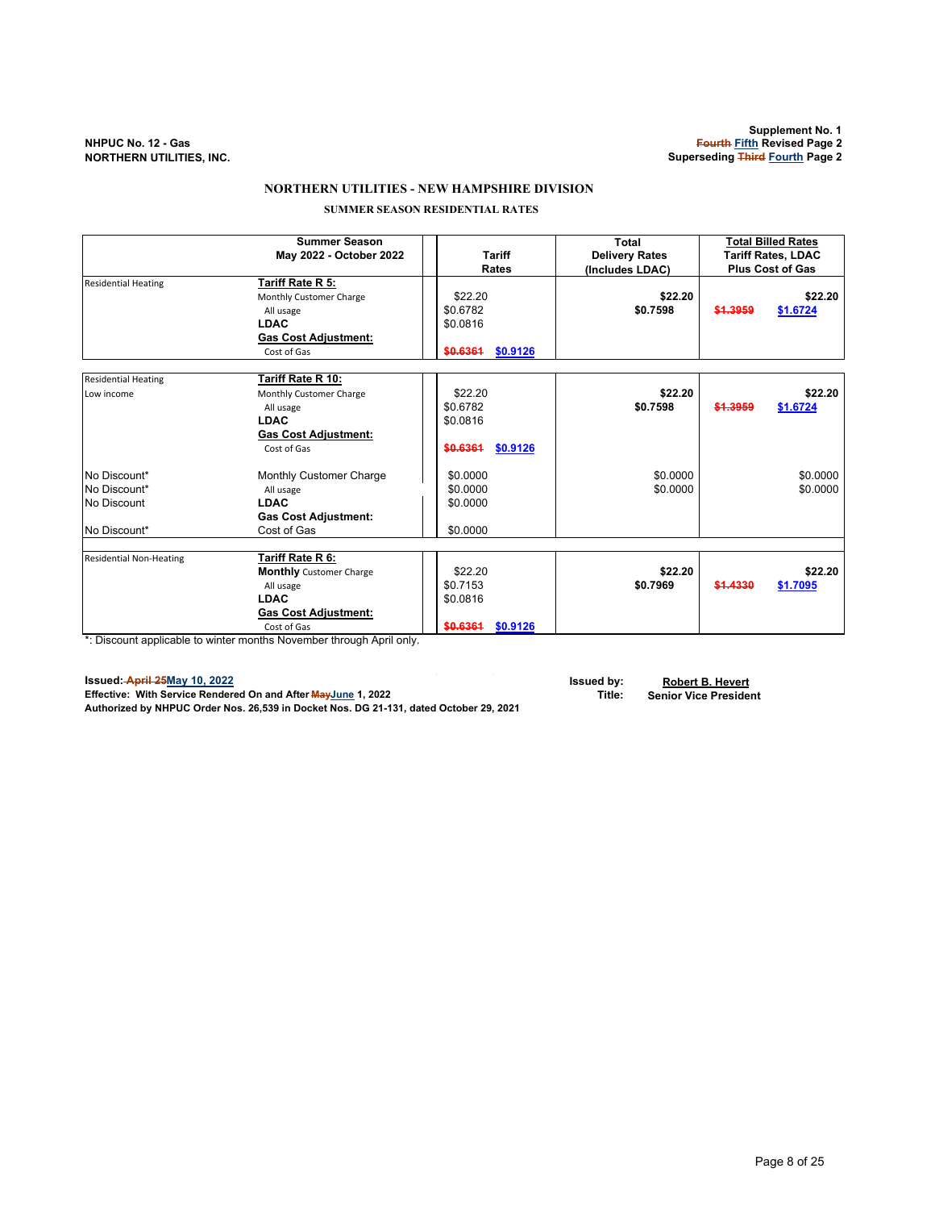NHPUC No. 12 - Gas
NORTHERN UTILITIES, INC.

Supplement No. 1
~~Fourth~~ Fifth Revised Page 2
Superseding ~~Third~~ Fourth Page 2

# NORTHERN UTILITIES - NEW HAMPSHIRE DIVISION

## SUMMER SEASON RESIDENTIAL RATES

| | Summer Season May 2022 - October 2022 | Tariff Rates | Total Delivery Rates (Includes LDAC) | Total Billed Rates Tariff Rates, LDAC Plus Cost of Gas |
|---|---|---|---|---|
| Residential Heating | **Tariff Rate R 5:** | | | |
| | Monthly Customer Charge | $22.20 | **$22.20** | **$22.20** |
| | All usage | $0.6782 | **$0.7598** | ~~$1.3959~~ $1.6724 |
| | **LDAC** | $0.0816 | | |
| | **Gas Cost Adjustment:** | | | |
| | Cost of Gas | ~~$0.6361~~ $0.9126 | | |
| Residential Heating | **Tariff Rate R 10:** | | | |
| Low income | Monthly Customer Charge | $22.20 | **$22.20** | **$22.20** |
| | All usage | $0.6782 | **$0.7598** | ~~$1.3959~~ $1.6724 |
| | **LDAC** | $0.0816 | | |
| | **Gas Cost Adjustment:** | | | |
| | Cost of Gas | ~~$0.6361~~ $0.9126 | | |
| No Discount* | Monthly Customer Charge | $0.0000 | $0.0000 | $0.0000 |
| No Discount* | All usage | $0.0000 | $0.0000 | $0.0000 |
| No Discount | **LDAC** | $0.0000 | | |
| | **Gas Cost Adjustment:** | | | |
| No Discount* | Cost of Gas | $0.0000 | | |
| Residential Non-Heating | **Tariff Rate R 6:** | | | |
| | **Monthly** Customer Charge | $22.20 | **$22.20** | **$22.20** |
| | All usage | $0.7153 | **$0.7969** | ~~$1.4330~~ $1.7095 |
| | **LDAC** | $0.0816 | | |
| | **Gas Cost Adjustment:** | | | |
| | Cost of Gas | ~~$0.6361~~ $0.9126 | | |

*: Discount applicable to winter months November through April only.

**Issued:** ~~April 25~~ May 10, 2022
**Effective: With Service Rendered On and After ~~May~~ June 1, 2022**
**Authorized by NHPUC Order Nos. 26,539 in Docket Nos. DG 21-131, dated October 29, 2021**

**Issued by:** **Robert B. Hevert**
**Title:** **Senior Vice President**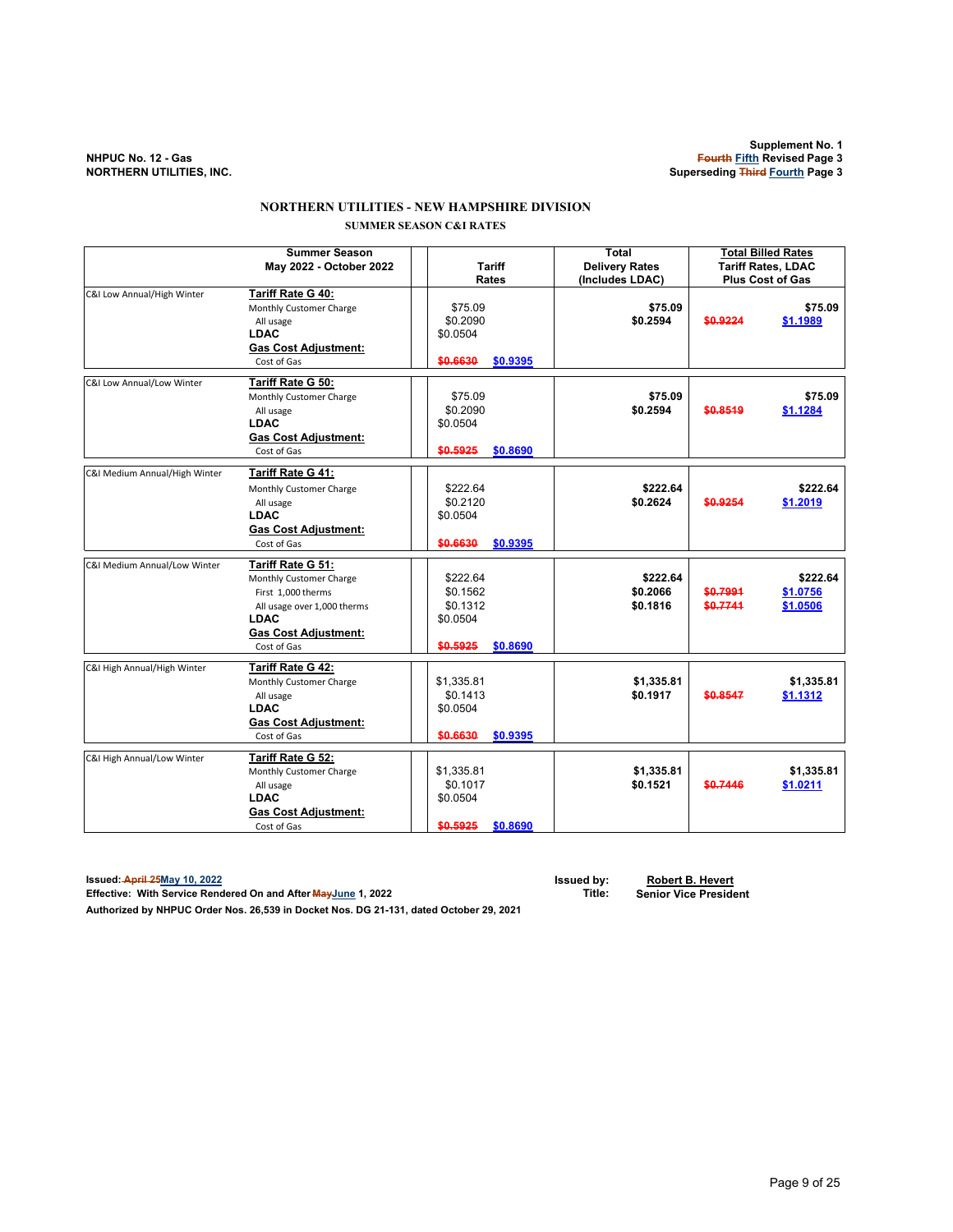NHPUC No. 12 - Gas
NORTHERN UTILITIES, INC.

Supplement No. 1
~~Fourth~~ Fifth Revised Page 3
Superseding ~~Third~~ Fourth Page 3

# NORTHERN UTILITIES - NEW HAMPSHIRE DIVISION

## SUMMER SEASON C&I RATES

| | Summer Season May 2022 - October 2022 | Tariff Rates | | Total Delivery Rates (Includes LDAC) | Total Billed Rates Tariff Rates, LDAC Plus Cost of Gas | |
|---|---|---|---|---|---|---|
| C&I Low Annual/High Winter | **Tariff Rate G 40:** | | | | | |
| | Monthly Customer Charge | $75.09 | | **$75.09** | | **$75.09** |
| | All usage | $0.2090 | | **$0.2594** | ~~$0.9224~~ | $1.1989 |
| | **LDAC** | $0.0504 | | | | |
| | **Gas Cost Adjustment:** | | | | | |
| | Cost of Gas | ~~$0.6630~~ | $0.9395 | | | |
| C&I Low Annual/Low Winter | **Tariff Rate G 50:** | | | | | |
| | Monthly Customer Charge | $75.09 | | **$75.09** | | **$75.09** |
| | All usage | $0.2090 | | **$0.2594** | ~~$0.8519~~ | $1.1284 |
| | **LDAC** | $0.0504 | | | | |
| | **Gas Cost Adjustment:** | | | | | |
| | Cost of Gas | ~~$0.5925~~ | $0.8690 | | | |
| C&I Medium Annual/High Winter | **Tariff Rate G 41:** | | | | | |
| | Monthly Customer Charge | $222.64 | | **$222.64** | | **$222.64** |
| | All usage | $0.2120 | | **$0.2624** | ~~$0.9254~~ | $1.2019 |
| | **LDAC** | $0.0504 | | | | |
| | **Gas Cost Adjustment:** | | | | | |
| | Cost of Gas | ~~$0.6630~~ | $0.9395 | | | |
| C&I Medium Annual/Low Winter | **Tariff Rate G 51:** | | | | | |
| | Monthly Customer Charge | $222.64 | | **$222.64** | | **$222.64** |
| | First 1,000 therms | $0.1562 | | **$0.2066** | ~~$0.7991~~ | $1.0756 |
| | All usage over 1,000 therms | $0.1312 | | **$0.1816** | ~~$0.7741~~ | $1.0506 |
| | **LDAC** | $0.0504 | | | | |
| | **Gas Cost Adjustment:** | | | | | |
| | Cost of Gas | ~~$0.5925~~ | $0.8690 | | | |
| C&I High Annual/High Winter | **Tariff Rate G 42:** | | | | | |
| | Monthly Customer Charge | $1,335.81 | | **$1,335.81** | | **$1,335.81** |
| | All usage | $0.1413 | | **$0.1917** | ~~$0.8547~~ | $1.1312 |
| | **LDAC** | $0.0504 | | | | |
| | **Gas Cost Adjustment:** | | | | | |
| | Cost of Gas | ~~$0.6630~~ | $0.9395 | | | |
| C&I High Annual/Low Winter | **Tariff Rate G 52:** | | | | | |
| | Monthly Customer Charge | $1,335.81 | | **$1,335.81** | | **$1,335.81** |
| | All usage | $0.1017 | | **$0.1521** | ~~$0.7446~~ | $1.0211 |
| | **LDAC** | $0.0504 | | | | |
| | **Gas Cost Adjustment:** | | | | | |
| | Cost of Gas | ~~$0.5925~~ | $0.8690 | | | |

**Issued:** ~~April 25~~ **May 10, 2022**
**Effective: With Service Rendered On and After** ~~May~~ **June 1, 2022**
**Authorized by NHPUC Order Nos. 26,539 in Docket Nos. DG 21-131, dated October 29, 2021**

**Issued by:** **Robert B. Hevert**
**Title:** **Senior Vice President**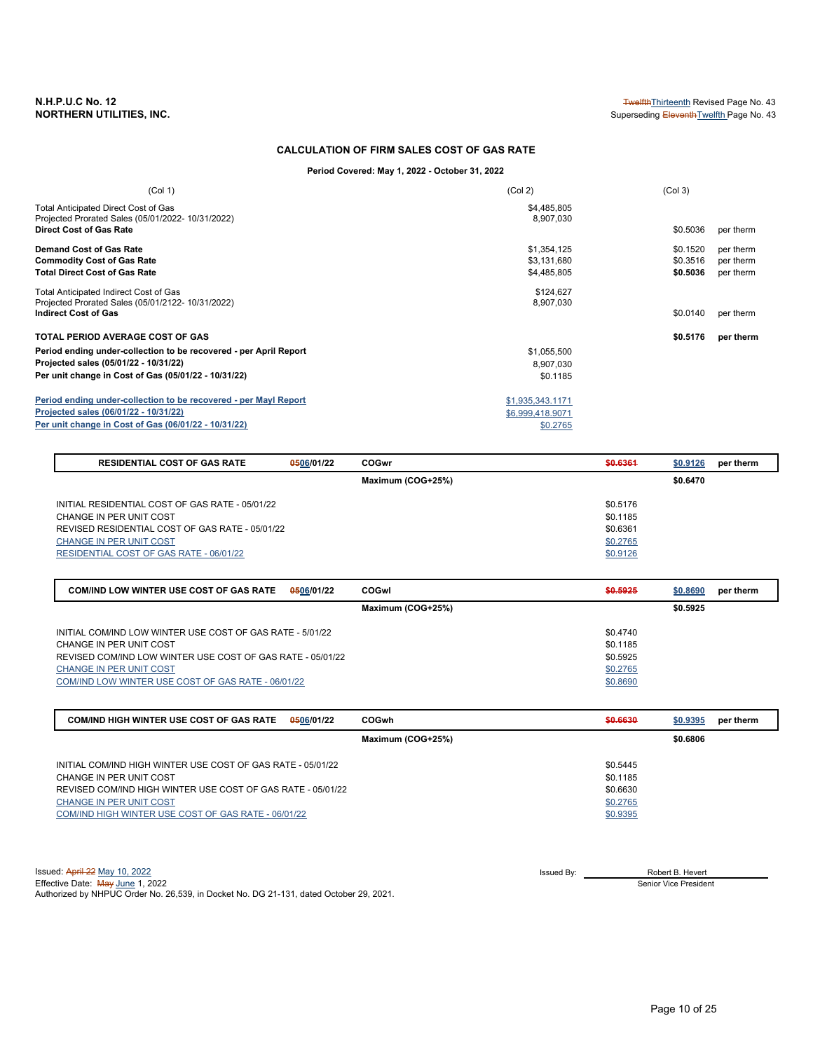**N.H.P.U.C No. 12**
**NORTHERN UTILITIES, INC.**

~~Twelfth~~Thirteenth Revised Page No. 43
Superseding ~~Eleventh~~Twelfth Page No. 43

## CALCULATION OF FIRM SALES COST OF GAS RATE

**Period Covered: May 1, 2022 - October 31, 2022**

| (Col 1) | (Col 2) | (Col 3) | |
|---|---|---|---|
| Total Anticipated Direct Cost of Gas | $4,485,805 | | |
| Projected Prorated Sales (05/01/2022- 10/31/2022) | 8,907,030 | | |
| **Direct Cost of Gas Rate** | | $0.5036 | per therm |
| **Demand Cost of Gas Rate** | $1,354,125 | $0.1520 | per therm |
| **Commodity Cost of Gas Rate** | $3,131,680 | $0.3516 | per therm |
| **Total Direct Cost of Gas Rate** | $4,485,805 | **$0.5036** | per therm |
| Total Anticipated Indirect Cost of Gas | $124,627 | | |
| Projected Prorated Sales (05/01/2122- 10/31/2022) | 8,907,030 | | |
| **Indirect Cost of Gas** | | $0.0140 | per therm |
| **TOTAL PERIOD AVERAGE COST OF GAS** | | **$0.5176** | **per therm** |
| **Period ending under-collection to be recovered - per April Report** | $1,055,500 | | |
| **Projected sales (05/01/22 - 10/31/22)** | 8,907,030 | | |
| **Per unit change in Cost of Gas (05/01/22 - 10/31/22)** | $0.1185 | | |
| **Period ending under-collection to be recovered - per Mayl Report** | $1,935,343.1171 | | |
| **Projected sales (06/01/22 - 10/31/22)** | $6,999,418.9071 | | |
| **Per unit change in Cost of Gas (06/01/22 - 10/31/22)** | $0.2765 | | |

| **RESIDENTIAL COST OF GAS RATE** | **~~05~~06/01/22** | **COGwr** | ~~$0.6361~~ | **$0.9126** | **per therm** |
|---|---|---|---|---|---|
| | | **Maximum (COG+25%)** | | **$0.6470** | |
| INITIAL RESIDENTIAL COST OF GAS RATE - 05/01/22 | | | $0.5176 | | |
| CHANGE IN PER UNIT COST | | | $0.1185 | | |
| REVISED RESIDENTIAL COST OF GAS RATE - 05/01/22 | | | $0.6361 | | |
| CHANGE IN PER UNIT COST | | | $0.2765 | | |
| RESIDENTIAL COST OF GAS RATE - 06/01/22 | | | $0.9126 | | |

| **COM/IND LOW WINTER USE COST OF GAS RATE** | **~~05~~06/01/22** | **COGwl** | ~~$0.5925~~ | **$0.8690** | **per therm** |
|---|---|---|---|---|---|
| | | **Maximum (COG+25%)** | | **$0.5925** | |
| INITIAL COM/IND LOW WINTER USE COST OF GAS RATE - 5/01/22 | | | $0.4740 | | |
| CHANGE IN PER UNIT COST | | | $0.1185 | | |
| REVISED COM/IND LOW WINTER USE COST OF GAS RATE - 05/01/22 | | | $0.5925 | | |
| CHANGE IN PER UNIT COST | | | $0.2765 | | |
| COM/IND LOW WINTER USE COST OF GAS RATE - 06/01/22 | | | $0.8690 | | |

| **COM/IND HIGH WINTER USE COST OF GAS RATE** | **~~05~~06/01/22** | **COGwh** | ~~$0.6630~~ | **$0.9395** | **per therm** |
|---|---|---|---|---|---|
| | | **Maximum (COG+25%)** | | **$0.6806** | |
| INITIAL COM/IND HIGH WINTER USE COST OF GAS RATE - 05/01/22 | | | $0.5445 | | |
| CHANGE IN PER UNIT COST | | | $0.1185 | | |
| REVISED COM/IND HIGH WINTER USE COST OF GAS RATE - 05/01/22 | | | $0.6630 | | |
| CHANGE IN PER UNIT COST | | | $0.2765 | | |
| COM/IND HIGH WINTER USE COST OF GAS RATE - 06/01/22 | | | $0.9395 | | |

Issued: ~~April 22~~ May 10, 2022
Effective Date: ~~May~~ June 1, 2022
Authorized by NHPUC Order No. 26,539, in Docket No. DG 21-131, dated October 29, 2021.

Issued By: Robert B. Hevert
Senior Vice President